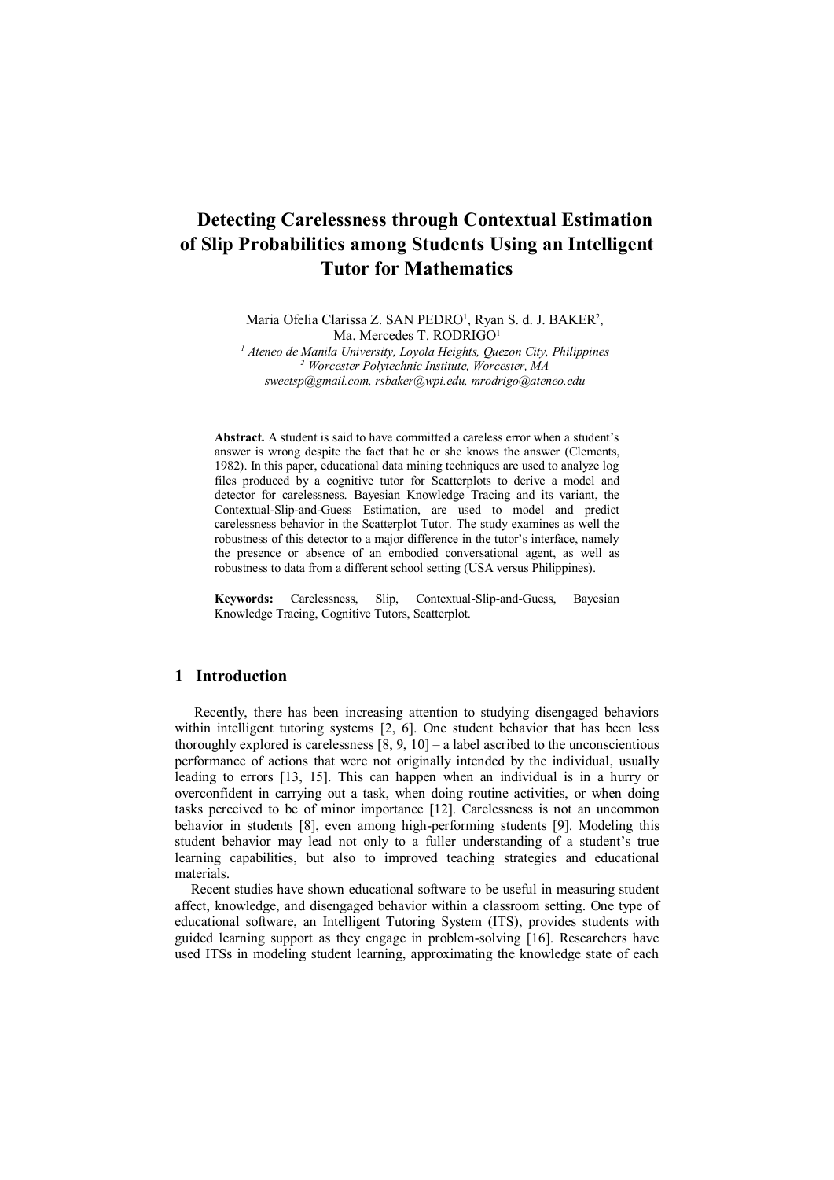# Detecting Carelessness through Contextual Estimation of Slip Probabilities among Students Using an Intelligent Tutor for Mathematics

Maria Ofelia Clarissa Z. SAN PEDRO[1], Ryan S. d. J. BAKER[2], Ma. Mercedes T. RODRIGO[1]

[1] *Ateneo de Manila University, Loyola Heights, Quezon City, Philippines*
[2] *Worcester Polytechnic Institute, Worcester, MA*
*sweetsp@gmail.com, rsbaker@wpi.edu, mrodrigo@ateneo.edu*

**Abstract.** A student is said to have committed a careless error when a student's answer is wrong despite the fact that he or she knows the answer (Clements, 1982). In this paper, educational data mining techniques are used to analyze log files produced by a cognitive tutor for Scatterplots to derive a model and detector for carelessness. Bayesian Knowledge Tracing and its variant, the Contextual-Slip-and-Guess Estimation, are used to model and predict carelessness behavior in the Scatterplot Tutor. The study examines as well the robustness of this detector to a major difference in the tutor's interface, namely the presence or absence of an embodied conversational agent, as well as robustness to data from a different school setting (USA versus Philippines).

**Keywords:** Carelessness, Slip, Contextual-Slip-and-Guess, Bayesian Knowledge Tracing, Cognitive Tutors, Scatterplot.

## 1 Introduction

Recently, there has been increasing attention to studying disengaged behaviors within intelligent tutoring systems [2, 6]. One student behavior that has been less thoroughly explored is carelessness [8, 9, 10] – a label ascribed to the unconscientious performance of actions that were not originally intended by the individual, usually leading to errors [13, 15]. This can happen when an individual is in a hurry or overconfident in carrying out a task, when doing routine activities, or when doing tasks perceived to be of minor importance [12]. Carelessness is not an uncommon behavior in students [8], even among high-performing students [9]. Modeling this student behavior may lead not only to a fuller understanding of a student's true learning capabilities, but also to improved teaching strategies and educational materials.

Recent studies have shown educational software to be useful in measuring student affect, knowledge, and disengaged behavior within a classroom setting. One type of educational software, an Intelligent Tutoring System (ITS), provides students with guided learning support as they engage in problem-solving [16]. Researchers have used ITSs in modeling student learning, approximating the knowledge state of each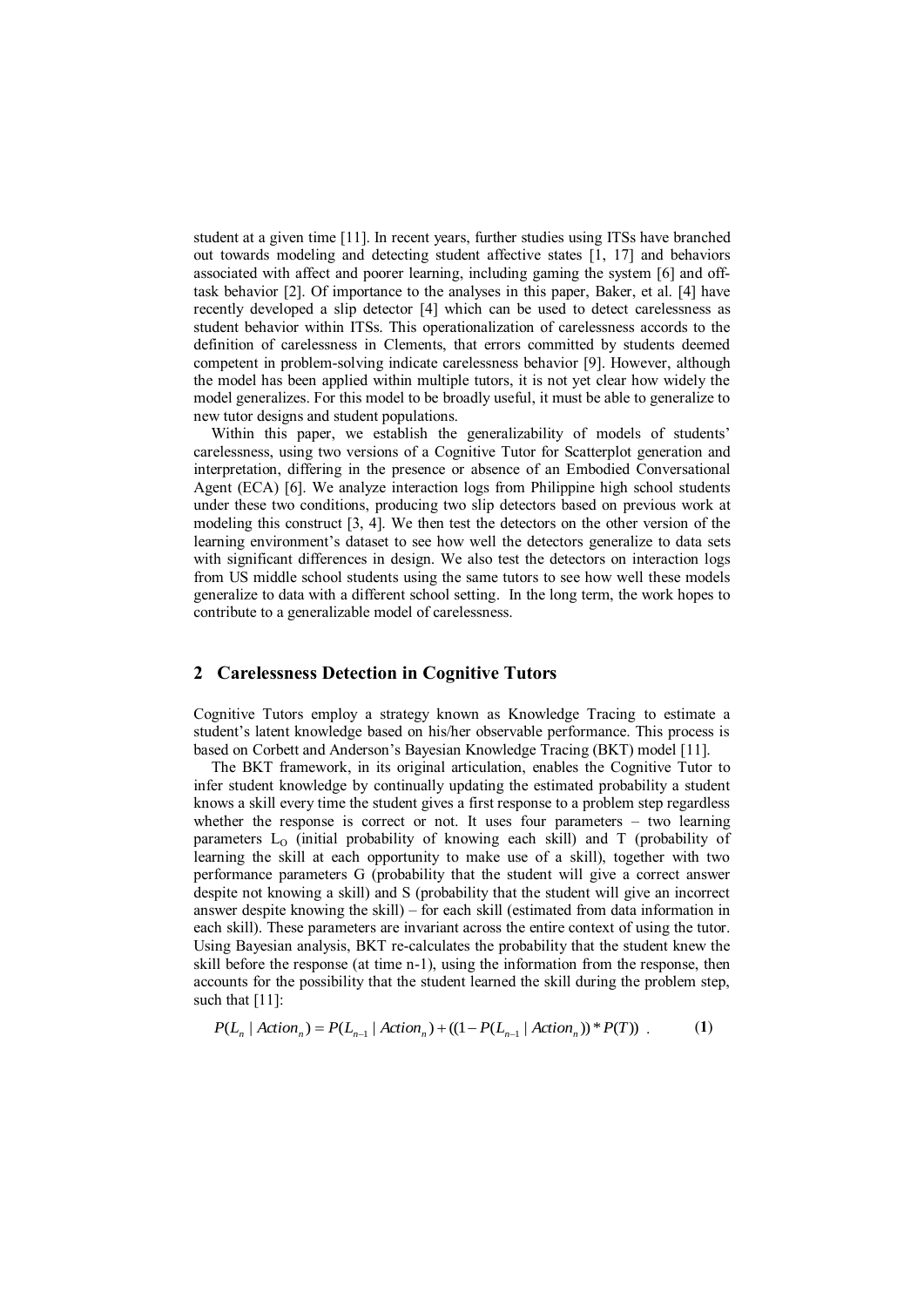student at a given time [11]. In recent years, further studies using ITSs have branched out towards modeling and detecting student affective states [1, 17] and behaviors associated with affect and poorer learning, including gaming the system [6] and off-task behavior [2]. Of importance to the analyses in this paper, Baker, et al. [4] have recently developed a slip detector [4] which can be used to detect carelessness as student behavior within ITSs. This operationalization of carelessness accords to the definition of carelessness in Clements, that errors committed by students deemed competent in problem-solving indicate carelessness behavior [9]. However, although the model has been applied within multiple tutors, it is not yet clear how widely the model generalizes. For this model to be broadly useful, it must be able to generalize to new tutor designs and student populations.

Within this paper, we establish the generalizability of models of students' carelessness, using two versions of a Cognitive Tutor for Scatterplot generation and interpretation, differing in the presence or absence of an Embodied Conversational Agent (ECA) [6]. We analyze interaction logs from Philippine high school students under these two conditions, producing two slip detectors based on previous work at modeling this construct [3, 4]. We then test the detectors on the other version of the learning environment's dataset to see how well the detectors generalize to data sets with significant differences in design. We also test the detectors on interaction logs from US middle school students using the same tutors to see how well these models generalize to data with a different school setting. In the long term, the work hopes to contribute to a generalizable model of carelessness.

## 2 Carelessness Detection in Cognitive Tutors

Cognitive Tutors employ a strategy known as Knowledge Tracing to estimate a student's latent knowledge based on his/her observable performance. This process is based on Corbett and Anderson's Bayesian Knowledge Tracing (BKT) model [11].

The BKT framework, in its original articulation, enables the Cognitive Tutor to infer student knowledge by continually updating the estimated probability a student knows a skill every time the student gives a first response to a problem step regardless whether the response is correct or not. It uses four parameters – two learning parameters $L_O$ (initial probability of knowing each skill) and T (probability of learning the skill at each opportunity to make use of a skill), together with two performance parameters G (probability that the student will give a correct answer despite not knowing a skill) and S (probability that the student will give an incorrect answer despite knowing the skill) – for each skill (estimated from data information in each skill). These parameters are invariant across the entire context of using the tutor. Using Bayesian analysis, BKT re-calculates the probability that the student knew the skill before the response (at time n-1), using the information from the response, then accounts for the possibility that the student learned the skill during the problem step, such that [11]:

$$P(L_n \mid Action_n) = P(L_{n-1} \mid Action_n) + ((1 - P(L_{n-1} \mid Action_n)) * P(T)) \ . \qquad \textbf{(1)}$$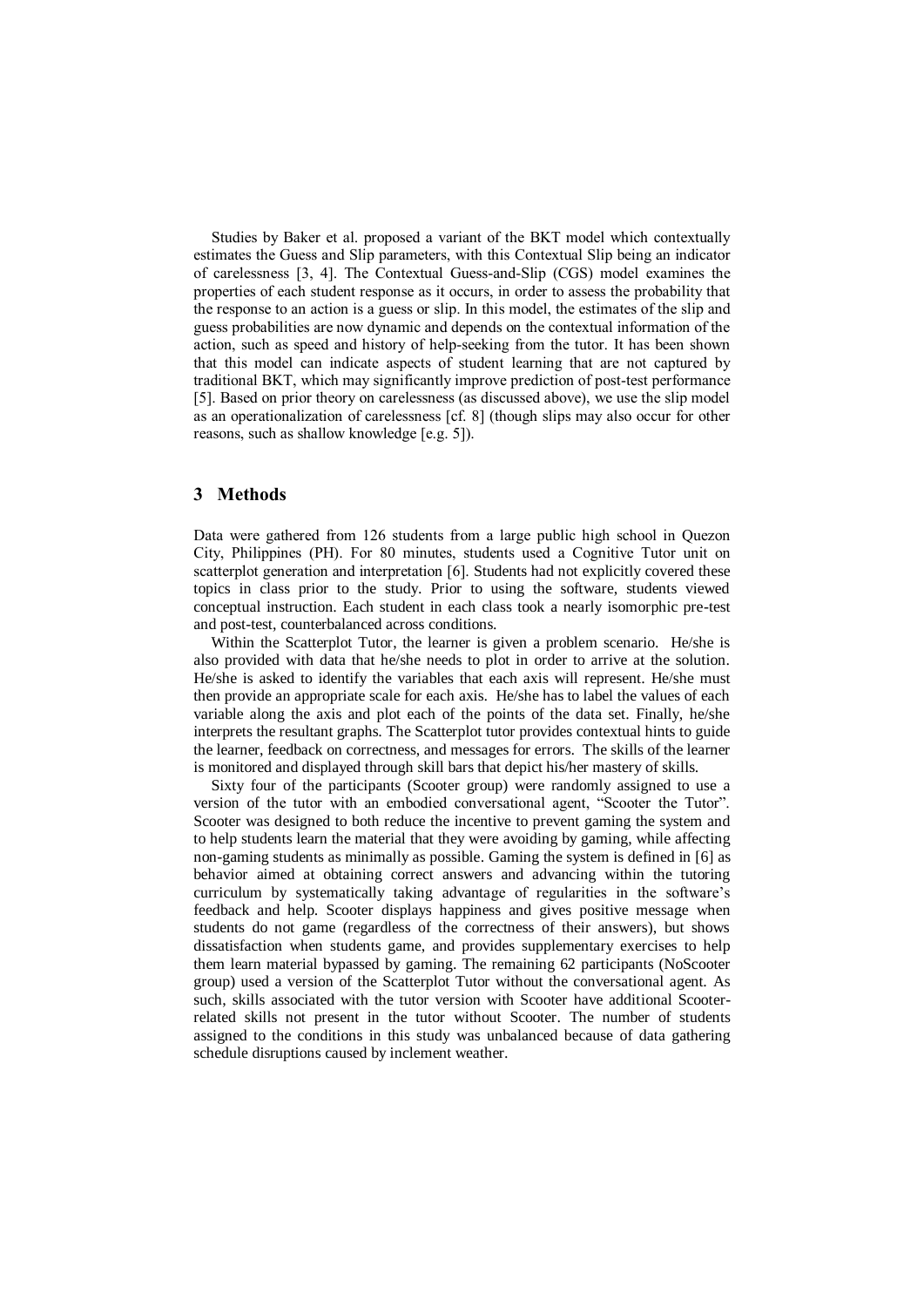Studies by Baker et al. proposed a variant of the BKT model which contextually estimates the Guess and Slip parameters, with this Contextual Slip being an indicator of carelessness [3, 4]. The Contextual Guess-and-Slip (CGS) model examines the properties of each student response as it occurs, in order to assess the probability that the response to an action is a guess or slip. In this model, the estimates of the slip and guess probabilities are now dynamic and depends on the contextual information of the action, such as speed and history of help-seeking from the tutor. It has been shown that this model can indicate aspects of student learning that are not captured by traditional BKT, which may significantly improve prediction of post-test performance [5]. Based on prior theory on carelessness (as discussed above), we use the slip model as an operationalization of carelessness [cf. 8] (though slips may also occur for other reasons, such as shallow knowledge [e.g. 5]).

## 3 Methods

Data were gathered from 126 students from a large public high school in Quezon City, Philippines (PH). For 80 minutes, students used a Cognitive Tutor unit on scatterplot generation and interpretation [6]. Students had not explicitly covered these topics in class prior to the study. Prior to using the software, students viewed conceptual instruction. Each student in each class took a nearly isomorphic pre-test and post-test, counterbalanced across conditions.

Within the Scatterplot Tutor, the learner is given a problem scenario. He/she is also provided with data that he/she needs to plot in order to arrive at the solution. He/she is asked to identify the variables that each axis will represent. He/she must then provide an appropriate scale for each axis. He/she has to label the values of each variable along the axis and plot each of the points of the data set. Finally, he/she interprets the resultant graphs. The Scatterplot tutor provides contextual hints to guide the learner, feedback on correctness, and messages for errors. The skills of the learner is monitored and displayed through skill bars that depict his/her mastery of skills.

Sixty four of the participants (Scooter group) were randomly assigned to use a version of the tutor with an embodied conversational agent, "Scooter the Tutor". Scooter was designed to both reduce the incentive to prevent gaming the system and to help students learn the material that they were avoiding by gaming, while affecting non-gaming students as minimally as possible. Gaming the system is defined in [6] as behavior aimed at obtaining correct answers and advancing within the tutoring curriculum by systematically taking advantage of regularities in the software's feedback and help. Scooter displays happiness and gives positive message when students do not game (regardless of the correctness of their answers), but shows dissatisfaction when students game, and provides supplementary exercises to help them learn material bypassed by gaming. The remaining 62 participants (NoScooter group) used a version of the Scatterplot Tutor without the conversational agent. As such, skills associated with the tutor version with Scooter have additional Scooter-related skills not present in the tutor without Scooter. The number of students assigned to the conditions in this study was unbalanced because of data gathering schedule disruptions caused by inclement weather.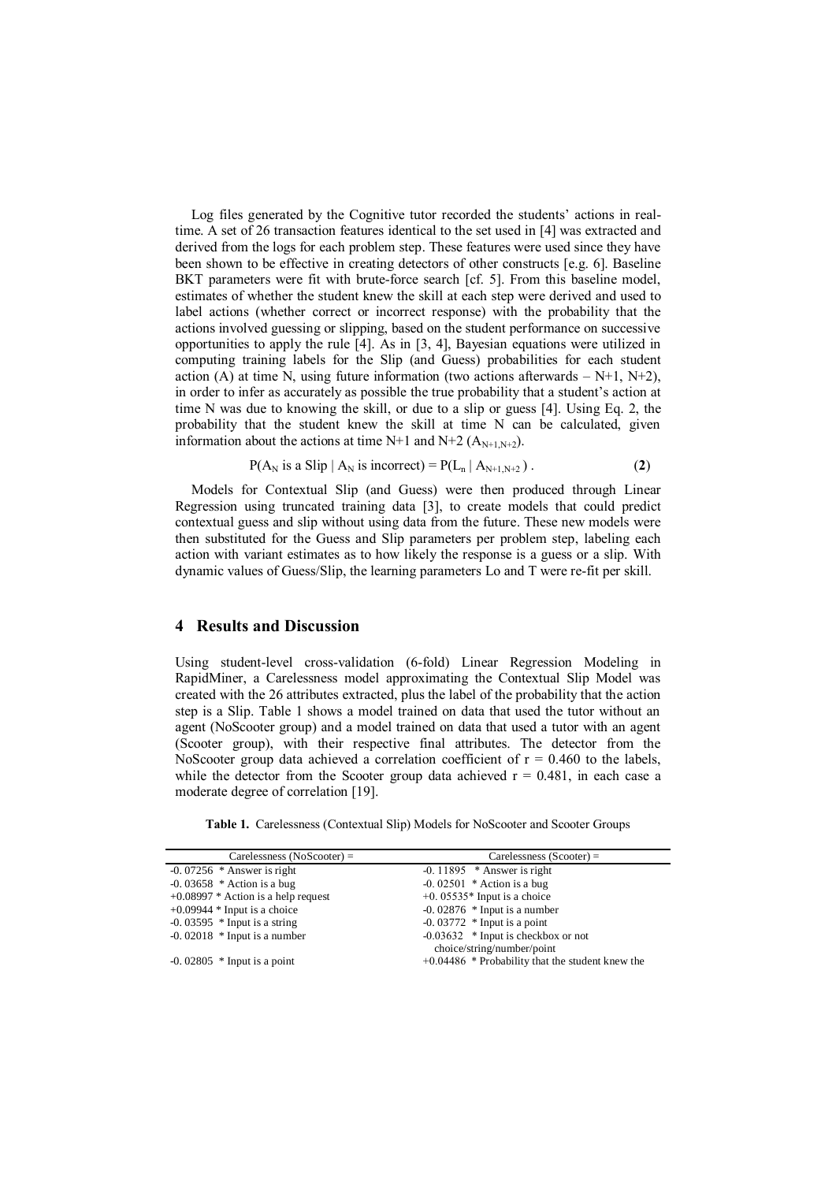Log files generated by the Cognitive tutor recorded the students' actions in real-time. A set of 26 transaction features identical to the set used in [4] was extracted and derived from the logs for each problem step. These features were used since they have been shown to be effective in creating detectors of other constructs [e.g. 6]. Baseline BKT parameters were fit with brute-force search [cf. 5]. From this baseline model, estimates of whether the student knew the skill at each step were derived and used to label actions (whether correct or incorrect response) with the probability that the actions involved guessing or slipping, based on the student performance on successive opportunities to apply the rule [4]. As in [3, 4], Bayesian equations were utilized in computing training labels for the Slip (and Guess) probabilities for each student action (A) at time N, using future information (two actions afterwards – N+1, N+2), in order to infer as accurately as possible the true probability that a student's action at time N was due to knowing the skill, or due to a slip or guess [4]. Using Eq. 2, the probability that the student knew the skill at time N can be calculated, given information about the actions at time N+1 and N+2 ($A_{N+1,N+2}$).

$$P(A_N \text{ is a Slip} \mid A_N \text{ is incorrect}) = P(L_n \mid A_{N+1,N+2}) \,. \qquad \textbf{(2)}$$

Models for Contextual Slip (and Guess) were then produced through Linear Regression using truncated training data [3], to create models that could predict contextual guess and slip without using data from the future. These new models were then substituted for the Guess and Slip parameters per problem step, labeling each action with variant estimates as to how likely the response is a guess or a slip. With dynamic values of Guess/Slip, the learning parameters Lo and T were re-fit per skill.

## 4 Results and Discussion

Using student-level cross-validation (6-fold) Linear Regression Modeling in RapidMiner, a Carelessness model approximating the Contextual Slip Model was created with the 26 attributes extracted, plus the label of the probability that the action step is a Slip. Table 1 shows a model trained on data that used the tutor without an agent (NoScooter group) and a model trained on data that used a tutor with an agent (Scooter group), with their respective final attributes. The detector from the NoScooter group data achieved a correlation coefficient of $r = 0.460$ to the labels, while the detector from the Scooter group data achieved $r = 0.481$, in each case a moderate degree of correlation [19].

**Table 1.** Carelessness (Contextual Slip) Models for NoScooter and Scooter Groups

| Carelessness (NoScooter) = | Carelessness (Scooter) = |
|---|---|
| -0. 07256 * Answer is right | -0. 11895 * Answer is right |
| -0. 03658 * Action is a bug | -0. 02501 * Action is a bug |
| +0.08997 * Action is a help request | +0. 05535* Input is a choice |
| +0.09944 * Input is a choice | -0. 02876 * Input is a number |
| -0. 03595 * Input is a string | -0. 03772 * Input is a point |
| -0. 02018 * Input is a number | -0.03632 * Input is checkbox or not choice/string/number/point |
| -0. 02805 * Input is a point | +0.04486 * Probability that the student knew the |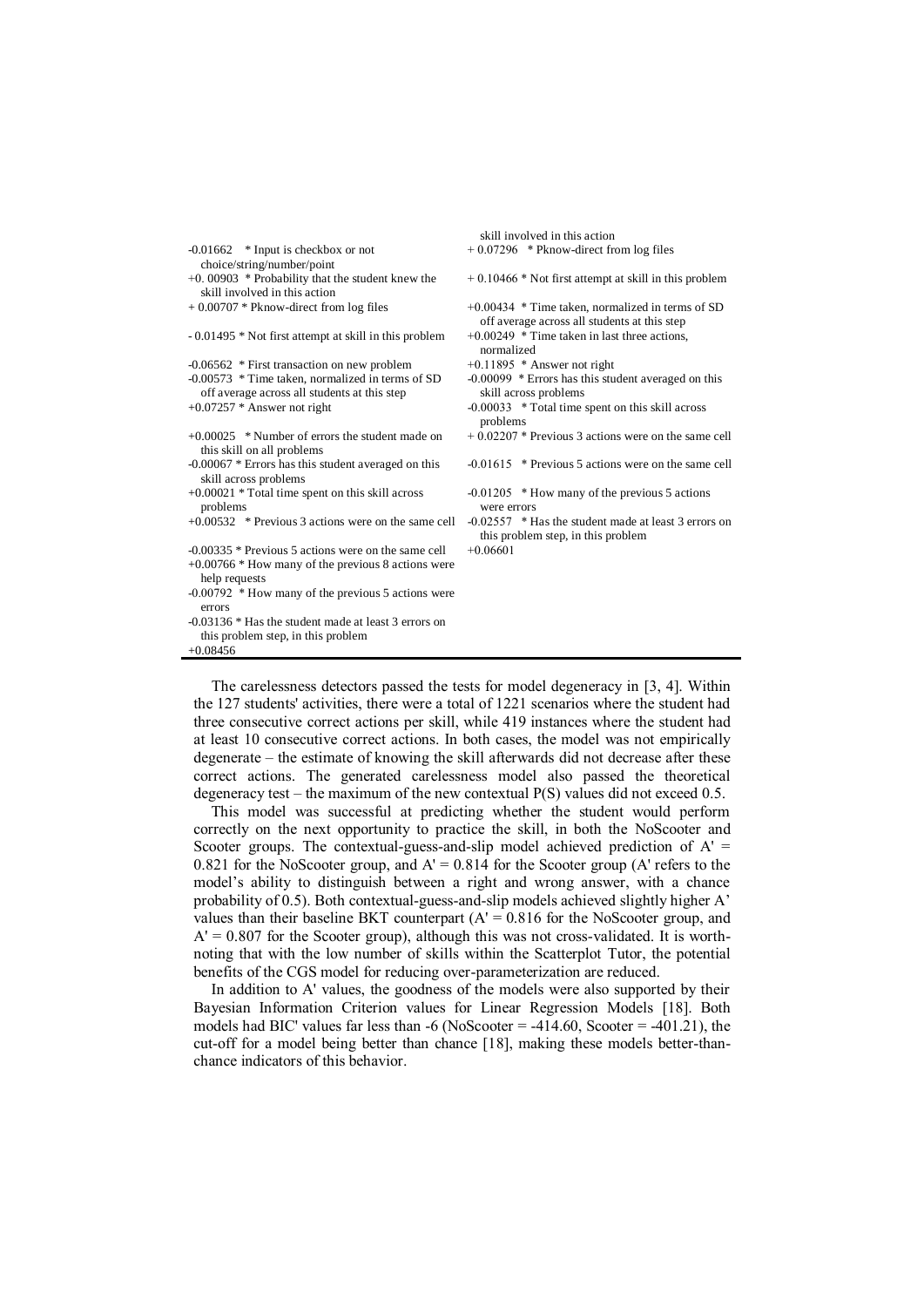-0.01662 * Input is checkbox or not choice/string/number/point
+0. 00903 * Probability that the student knew the skill involved in this action
+ 0.00707 * Pknow-direct from log files
- 0.01495 * Not first attempt at skill in this problem
-0.06562 * First transaction on new problem
-0.00573 * Time taken, normalized in terms of SD off average across all students at this step
+0.07257 * Answer not right
+0.00025 * Number of errors the student made on this skill on all problems
-0.00067 * Errors has this student averaged on this skill across problems
+0.00021 * Total time spent on this skill across problems
+0.00532 * Previous 3 actions were on the same cell
-0.00335 * Previous 5 actions were on the same cell
+0.00766 * How many of the previous 8 actions were help requests
-0.00792 * How many of the previous 5 actions were errors
-0.03136 * Has the student made at least 3 errors on this problem step, in this problem
+0.08456

skill involved in this action
+ 0.07296 * Pknow-direct from log files
+ 0.10466 * Not first attempt at skill in this problem
+0.00434 * Time taken, normalized in terms of SD off average across all students at this step
+0.00249 * Time taken in last three actions, normalized
+0.11895 * Answer not right
-0.00099 * Errors has this student averaged on this skill across problems
-0.00033 * Total time spent on this skill across problems
+ 0.02207 * Previous 3 actions were on the same cell
-0.01615 * Previous 5 actions were on the same cell
-0.01205 * How many of the previous 5 actions were errors
-0.02557 * Has the student made at least 3 errors on this problem step, in this problem
+0.06601

The carelessness detectors passed the tests for model degeneracy in [3, 4]. Within the 127 students' activities, there were a total of 1221 scenarios where the student had three consecutive correct actions per skill, while 419 instances where the student had at least 10 consecutive correct actions. In both cases, the model was not empirically degenerate – the estimate of knowing the skill afterwards did not decrease after these correct actions. The generated carelessness model also passed the theoretical degeneracy test – the maximum of the new contextual P(S) values did not exceed 0.5.

This model was successful at predicting whether the student would perform correctly on the next opportunity to practice the skill, in both the NoScooter and Scooter groups. The contextual-guess-and-slip model achieved prediction of A' = 0.821 for the NoScooter group, and A' = 0.814 for the Scooter group (A' refers to the model's ability to distinguish between a right and wrong answer, with a chance probability of 0.5). Both contextual-guess-and-slip models achieved slightly higher A' values than their baseline BKT counterpart (A' = 0.816 for the NoScooter group, and A' = 0.807 for the Scooter group), although this was not cross-validated. It is worth-noting that with the low number of skills within the Scatterplot Tutor, the potential benefits of the CGS model for reducing over-parameterization are reduced.

In addition to A' values, the goodness of the models were also supported by their Bayesian Information Criterion values for Linear Regression Models [18]. Both models had BIC' values far less than -6 (NoScooter = -414.60, Scooter = -401.21), the cut-off for a model being better than chance [18], making these models better-than-chance indicators of this behavior.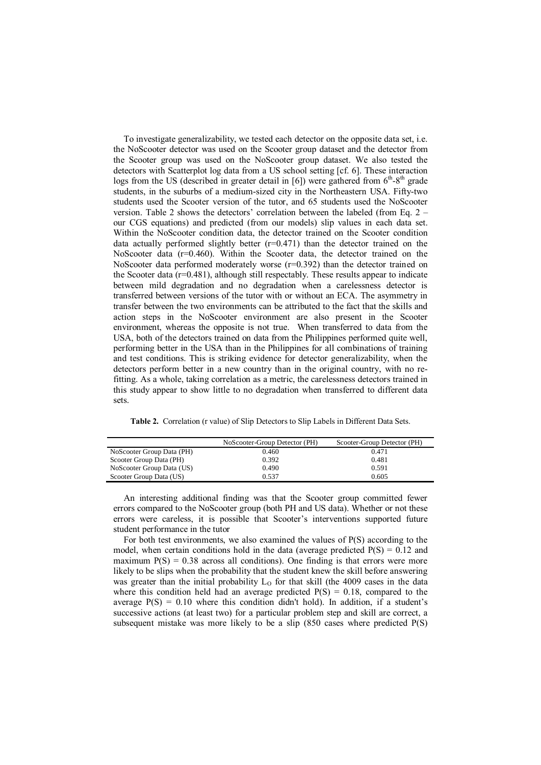To investigate generalizability, we tested each detector on the opposite data set, i.e. the NoScooter detector was used on the Scooter group dataset and the detector from the Scooter group was used on the NoScooter group dataset. We also tested the detectors with Scatterplot log data from a US school setting [cf. 6]. These interaction logs from the US (described in greater detail in [6]) were gathered from $6^{th}$-$8^{th}$ grade students, in the suburbs of a medium-sized city in the Northeastern USA. Fifty-two students used the Scooter version of the tutor, and 65 students used the NoScooter version. Table 2 shows the detectors' correlation between the labeled (from Eq. 2 – our CGS equations) and predicted (from our models) slip values in each data set. Within the NoScooter condition data, the detector trained on the Scooter condition data actually performed slightly better (r=0.471) than the detector trained on the NoScooter data (r=0.460). Within the Scooter data, the detector trained on the NoScooter data performed moderately worse (r=0.392) than the detector trained on the Scooter data (r=0.481), although still respectably. These results appear to indicate between mild degradation and no degradation when a carelessness detector is transferred between versions of the tutor with or without an ECA. The asymmetry in transfer between the two environments can be attributed to the fact that the skills and action steps in the NoScooter environment are also present in the Scooter environment, whereas the opposite is not true. When transferred to data from the USA, both of the detectors trained on data from the Philippines performed quite well, performing better in the USA than in the Philippines for all combinations of training and test conditions. This is striking evidence for detector generalizability, when the detectors perform better in a new country than in the original country, with no re-fitting. As a whole, taking correlation as a metric, the carelessness detectors trained in this study appear to show little to no degradation when transferred to different data sets.

**Table 2.** Correlation (r value) of Slip Detectors to Slip Labels in Different Data Sets.

| | NoScooter-Group Detector (PH) | Scooter-Group Detector (PH) |
|---|---|---|
| NoScooter Group Data (PH) | 0.460 | 0.471 |
| Scooter Group Data (PH) | 0.392 | 0.481 |
| NoScooter Group Data (US) | 0.490 | 0.591 |
| Scooter Group Data (US) | 0.537 | 0.605 |

An interesting additional finding was that the Scooter group committed fewer errors compared to the NoScooter group (both PH and US data). Whether or not these errors were careless, it is possible that Scooter's interventions supported future student performance in the tutor

For both test environments, we also examined the values of P(S) according to the model, when certain conditions hold in the data (average predicted P(S) = 0.12 and maximum P(S) = 0.38 across all conditions). One finding is that errors were more likely to be slips when the probability that the student knew the skill before answering was greater than the initial probability $L_O$ for that skill (the 4009 cases in the data where this condition held had an average predicted P(S) = 0.18, compared to the average P(S) = 0.10 where this condition didn't hold). In addition, if a student's successive actions (at least two) for a particular problem step and skill are correct, a subsequent mistake was more likely to be a slip (850 cases where predicted P(S)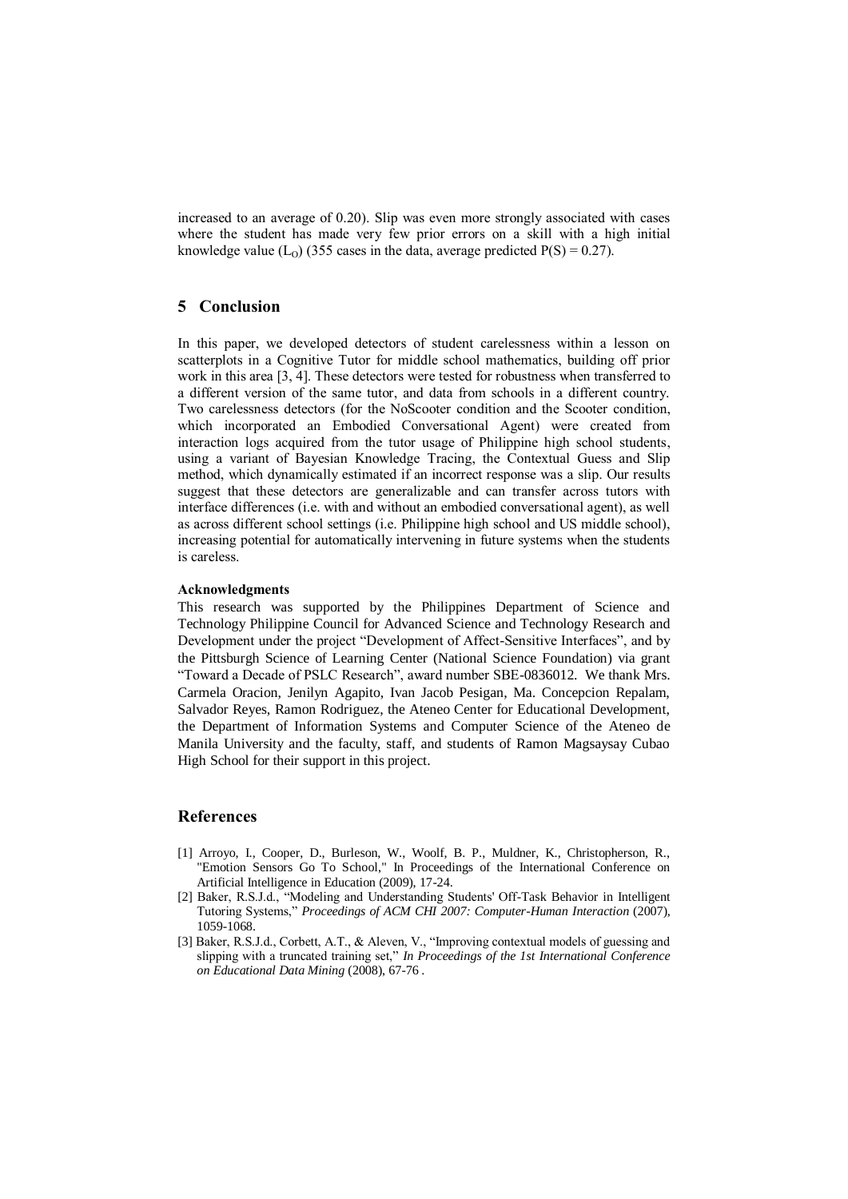increased to an average of 0.20). Slip was even more strongly associated with cases where the student has made very few prior errors on a skill with a high initial knowledge value ($L_O$) (355 cases in the data, average predicted $P(S) = 0.27$).

## 5 Conclusion

In this paper, we developed detectors of student carelessness within a lesson on scatterplots in a Cognitive Tutor for middle school mathematics, building off prior work in this area [3, 4]. These detectors were tested for robustness when transferred to a different version of the same tutor, and data from schools in a different country. Two carelessness detectors (for the NoScooter condition and the Scooter condition, which incorporated an Embodied Conversational Agent) were created from interaction logs acquired from the tutor usage of Philippine high school students, using a variant of Bayesian Knowledge Tracing, the Contextual Guess and Slip method, which dynamically estimated if an incorrect response was a slip. Our results suggest that these detectors are generalizable and can transfer across tutors with interface differences (i.e. with and without an embodied conversational agent), as well as across different school settings (i.e. Philippine high school and US middle school), increasing potential for automatically intervening in future systems when the students is careless.

**Acknowledgments**

This research was supported by the Philippines Department of Science and Technology Philippine Council for Advanced Science and Technology Research and Development under the project "Development of Affect-Sensitive Interfaces", and by the Pittsburgh Science of Learning Center (National Science Foundation) via grant "Toward a Decade of PSLC Research", award number SBE-0836012. We thank Mrs. Carmela Oracion, Jenilyn Agapito, Ivan Jacob Pesigan, Ma. Concepcion Repalam, Salvador Reyes, Ramon Rodriguez, the Ateneo Center for Educational Development, the Department of Information Systems and Computer Science of the Ateneo de Manila University and the faculty, staff, and students of Ramon Magsaysay Cubao High School for their support in this project.

## References

[1] Arroyo, I., Cooper, D., Burleson, W., Woolf, B. P., Muldner, K., Christopherson, R., "Emotion Sensors Go To School," In Proceedings of the International Conference on Artificial Intelligence in Education (2009), 17-24.

[2] Baker, R.S.J.d., "Modeling and Understanding Students' Off-Task Behavior in Intelligent Tutoring Systems," *Proceedings of ACM CHI 2007: Computer-Human Interaction* (2007), 1059-1068.

[3] Baker, R.S.J.d., Corbett, A.T., & Aleven, V., "Improving contextual models of guessing and slipping with a truncated training set," *In Proceedings of the 1st International Conference on Educational Data Mining* (2008), 67-76 .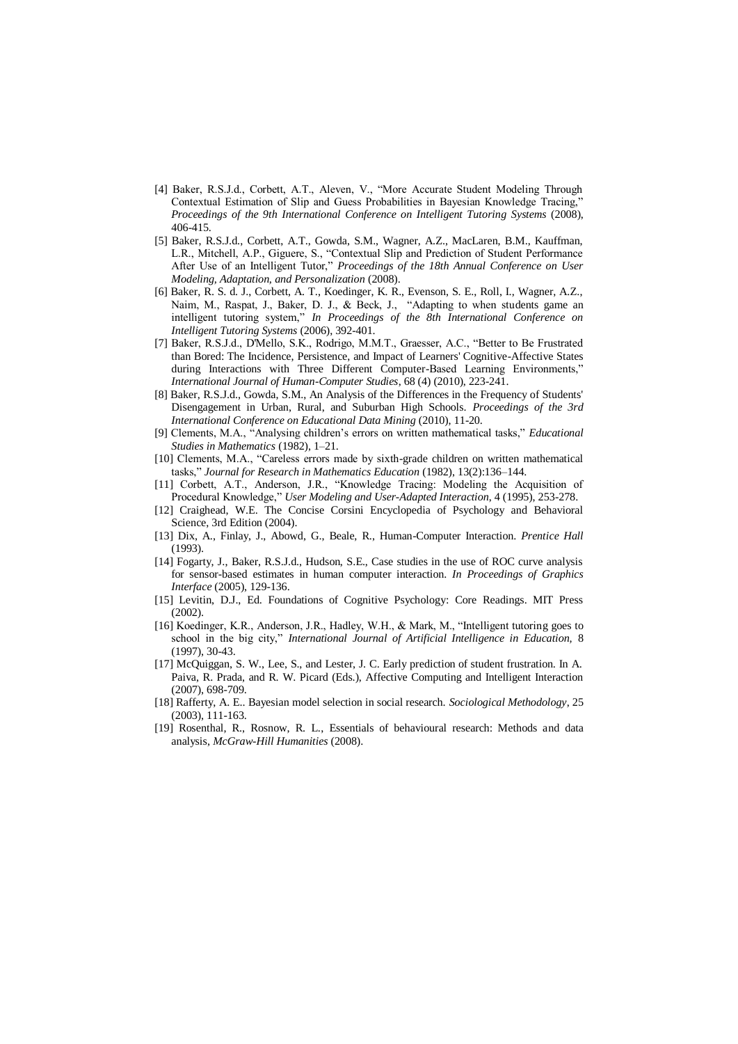[4] Baker, R.S.J.d., Corbett, A.T., Aleven, V., "More Accurate Student Modeling Through Contextual Estimation of Slip and Guess Probabilities in Bayesian Knowledge Tracing," *Proceedings of the 9th International Conference on Intelligent Tutoring Systems* (2008), 406-415.

[5] Baker, R.S.J.d., Corbett, A.T., Gowda, S.M., Wagner, A.Z., MacLaren, B.M., Kauffman, L.R., Mitchell, A.P., Giguere, S., "Contextual Slip and Prediction of Student Performance After Use of an Intelligent Tutor," *Proceedings of the 18th Annual Conference on User Modeling, Adaptation, and Personalization* (2008).

[6] Baker, R. S. d. J., Corbett, A. T., Koedinger, K. R., Evenson, S. E., Roll, I., Wagner, A.Z., Naim, M., Raspat, J., Baker, D. J., & Beck, J., "Adapting to when students game an intelligent tutoring system," *In Proceedings of the 8th International Conference on Intelligent Tutoring Systems* (2006), 392-401.

[7] Baker, R.S.J.d., D'Mello, S.K., Rodrigo, M.M.T., Graesser, A.C., "Better to Be Frustrated than Bored: The Incidence, Persistence, and Impact of Learners' Cognitive-Affective States during Interactions with Three Different Computer-Based Learning Environments," *International Journal of Human-Computer Studies*, 68 (4) (2010), 223-241.

[8] Baker, R.S.J.d., Gowda, S.M., An Analysis of the Differences in the Frequency of Students' Disengagement in Urban, Rural, and Suburban High Schools. *Proceedings of the 3rd International Conference on Educational Data Mining* (2010), 11-20.

[9] Clements, M.A., "Analysing children's errors on written mathematical tasks," *Educational Studies in Mathematics* (1982), 1–21.

[10] Clements, M.A., "Careless errors made by sixth-grade children on written mathematical tasks," *Journal for Research in Mathematics Education* (1982), 13(2):136–144.

[11] Corbett, A.T., Anderson, J.R., "Knowledge Tracing: Modeling the Acquisition of Procedural Knowledge," *User Modeling and User-Adapted Interaction*, 4 (1995), 253-278.

[12] Craighead, W.E. The Concise Corsini Encyclopedia of Psychology and Behavioral Science, 3rd Edition (2004).

[13] Dix, A., Finlay, J., Abowd, G., Beale, R., Human-Computer Interaction. *Prentice Hall* (1993).

[14] Fogarty, J., Baker, R.S.J.d., Hudson, S.E., Case studies in the use of ROC curve analysis for sensor-based estimates in human computer interaction. *In Proceedings of Graphics Interface* (2005), 129-136.

[15] Levitin, D.J., Ed. Foundations of Cognitive Psychology: Core Readings. MIT Press (2002).

[16] Koedinger, K.R., Anderson, J.R., Hadley, W.H., & Mark, M., "Intelligent tutoring goes to school in the big city," *International Journal of Artificial Intelligence in Education*, 8 (1997), 30-43.

[17] McQuiggan, S. W., Lee, S., and Lester, J. C. Early prediction of student frustration. In A. Paiva, R. Prada, and R. W. Picard (Eds.), Affective Computing and Intelligent Interaction (2007), 698-709.

[18] Rafferty, A. E.. Bayesian model selection in social research. *Sociological Methodology*, 25 (2003), 111-163.

[19] Rosenthal, R., Rosnow, R. L., Essentials of behavioural research: Methods and data analysis, *McGraw-Hill Humanities* (2008).